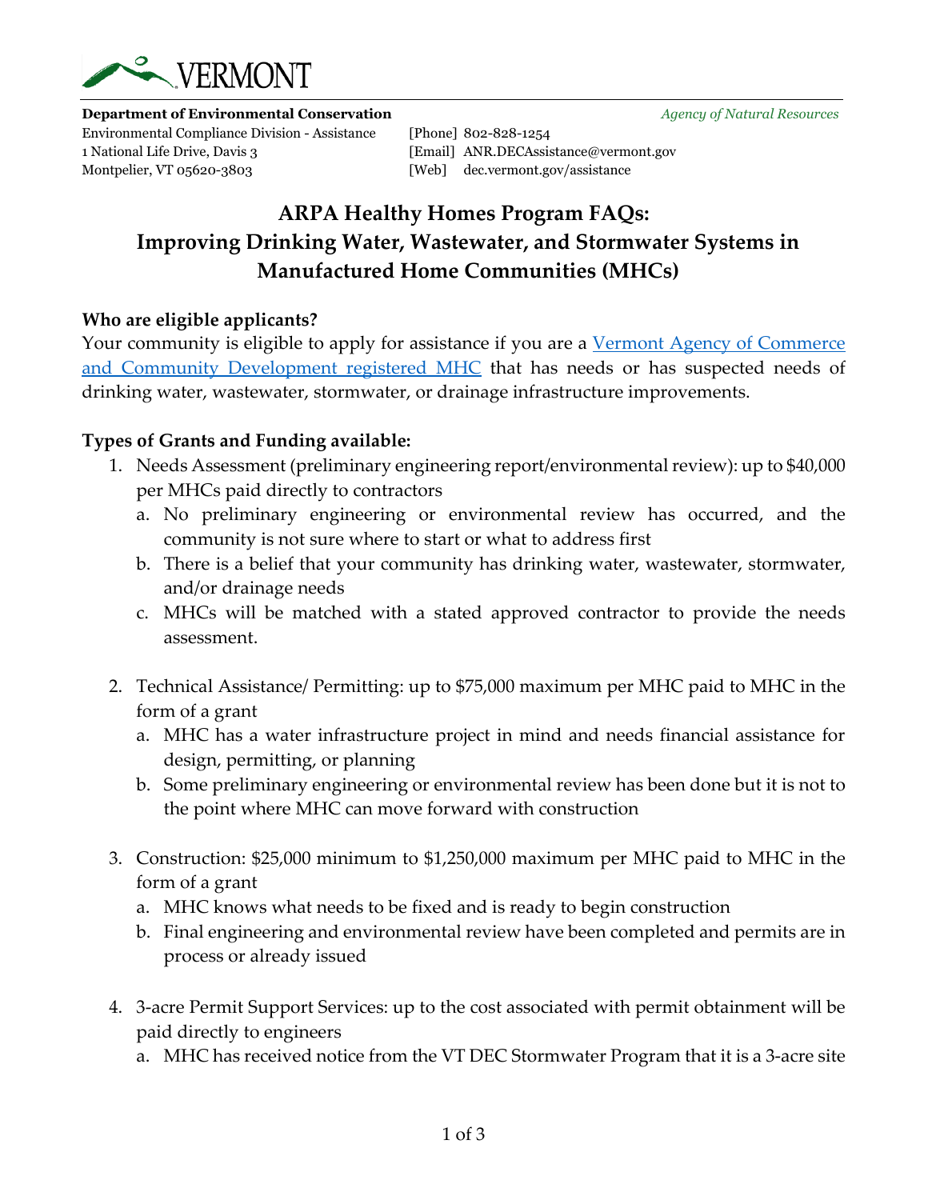VERMONT

**Department of Environmental Conservation** *Agency of Natural Resources*

Environmental Compliance Division - Assistance
1 National Life Drive, Davis 3
Montpelier, VT 05620-3803

[Phone] 802-828-1254
[Email] ANR.DECAssistance@vermont.gov
[Web] dec.vermont.gov/assistance

# ARPA Healthy Homes Program FAQs: Improving Drinking Water, Wastewater, and Stormwater Systems in Manufactured Home Communities (MHCs)

### Who are eligible applicants?

Your community is eligible to apply for assistance if you are a [Vermont Agency of Commerce and Community Development registered MHC]() that has needs or has suspected needs of drinking water, wastewater, stormwater, or drainage infrastructure improvements.

### Types of Grants and Funding available:

1. Needs Assessment (preliminary engineering report/environmental review): up to $40,000 per MHCs paid directly to contractors
   a. No preliminary engineering or environmental review has occurred, and the community is not sure where to start or what to address first
   b. There is a belief that your community has drinking water, wastewater, stormwater, and/or drainage needs
   c. MHCs will be matched with a stated approved contractor to provide the needs assessment.

2. Technical Assistance/ Permitting: up to $75,000 maximum per MHC paid to MHC in the form of a grant
   a. MHC has a water infrastructure project in mind and needs financial assistance for design, permitting, or planning
   b. Some preliminary engineering or environmental review has been done but it is not to the point where MHC can move forward with construction

3. Construction: $25,000 minimum to $1,250,000 maximum per MHC paid to MHC in the form of a grant
   a. MHC knows what needs to be fixed and is ready to begin construction
   b. Final engineering and environmental review have been completed and permits are in process or already issued

4. 3-acre Permit Support Services: up to the cost associated with permit obtainment will be paid directly to engineers
   a. MHC has received notice from the VT DEC Stormwater Program that it is a 3-acre site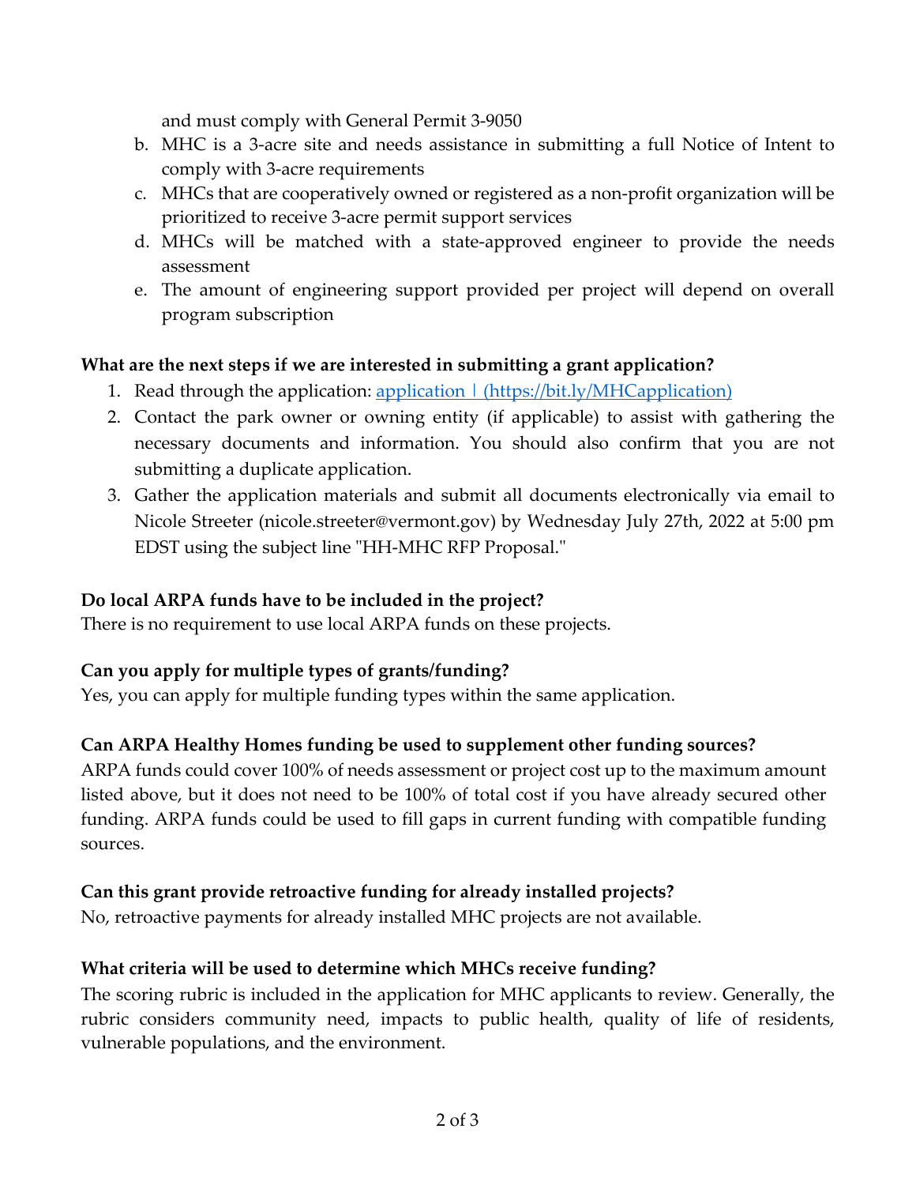and must comply with General Permit 3-9050

b. MHC is a 3-acre site and needs assistance in submitting a full Notice of Intent to comply with 3-acre requirements
c. MHCs that are cooperatively owned or registered as a non-profit organization will be prioritized to receive 3-acre permit support services
d. MHCs will be matched with a state-approved engineer to provide the needs assessment
e. The amount of engineering support provided per project will depend on overall program subscription

**What are the next steps if we are interested in submitting a grant application?**

1. Read through the application: [application | (https://bit.ly/MHCapplication)](https://bit.ly/MHCapplication)
2. Contact the park owner or owning entity (if applicable) to assist with gathering the necessary documents and information. You should also confirm that you are not submitting a duplicate application.
3. Gather the application materials and submit all documents electronically via email to Nicole Streeter (nicole.streeter@vermont.gov) by Wednesday July 27th, 2022 at 5:00 pm EDST using the subject line "HH-MHC RFP Proposal."

**Do local ARPA funds have to be included in the project?**

There is no requirement to use local ARPA funds on these projects.

**Can you apply for multiple types of grants/funding?**

Yes, you can apply for multiple funding types within the same application.

**Can ARPA Healthy Homes funding be used to supplement other funding sources?**

ARPA funds could cover 100% of needs assessment or project cost up to the maximum amount listed above, but it does not need to be 100% of total cost if you have already secured other funding. ARPA funds could be used to fill gaps in current funding with compatible funding sources.

**Can this grant provide retroactive funding for already installed projects?**

No, retroactive payments for already installed MHC projects are not available.

**What criteria will be used to determine which MHCs receive funding?**

The scoring rubric is included in the application for MHC applicants to review. Generally, the rubric considers community need, impacts to public health, quality of life of residents, vulnerable populations, and the environment.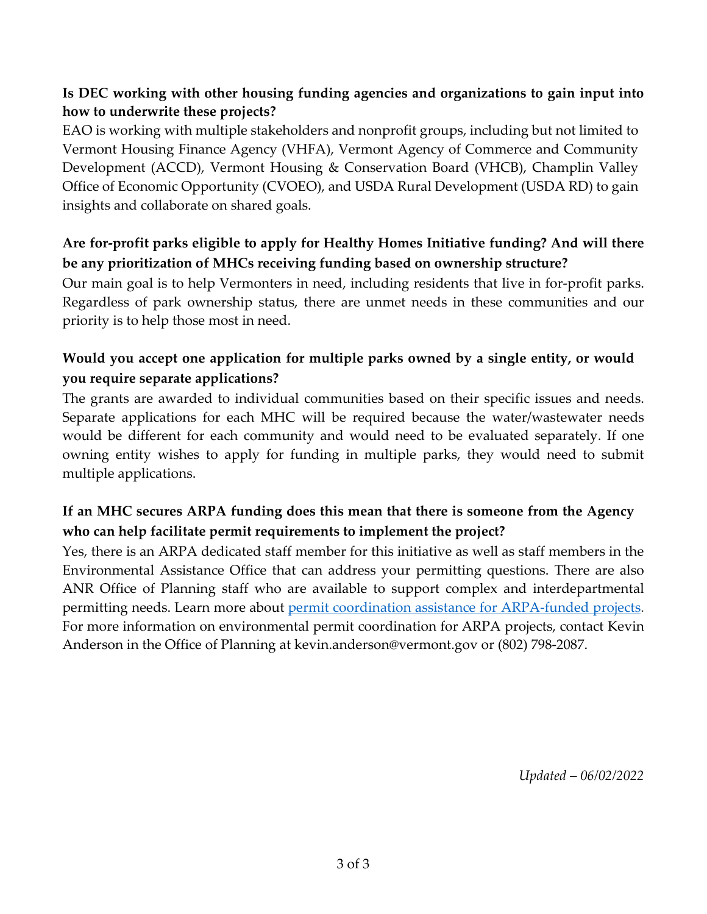**Is DEC working with other housing funding agencies and organizations to gain input into how to underwrite these projects?**

EAO is working with multiple stakeholders and nonprofit groups, including but not limited to Vermont Housing Finance Agency (VHFA), Vermont Agency of Commerce and Community Development (ACCD), Vermont Housing & Conservation Board (VHCB), Champlin Valley Office of Economic Opportunity (CVOEO), and USDA Rural Development (USDA RD) to gain insights and collaborate on shared goals.

**Are for-profit parks eligible to apply for Healthy Homes Initiative funding? And will there be any prioritization of MHCs receiving funding based on ownership structure?**

Our main goal is to help Vermonters in need, including residents that live in for-profit parks. Regardless of park ownership status, there are unmet needs in these communities and our priority is to help those most in need.

**Would you accept one application for multiple parks owned by a single entity, or would you require separate applications?**

The grants are awarded to individual communities based on their specific issues and needs. Separate applications for each MHC will be required because the water/wastewater needs would be different for each community and would need to be evaluated separately. If one owning entity wishes to apply for funding in multiple parks, they would need to submit multiple applications.

**If an MHC secures ARPA funding does this mean that there is someone from the Agency who can help facilitate permit requirements to implement the project?**

Yes, there is an ARPA dedicated staff member for this initiative as well as staff members in the Environmental Assistance Office that can address your permitting questions. There are also ANR Office of Planning staff who are available to support complex and interdepartmental permitting needs. Learn more about permit coordination assistance for ARPA-funded projects. For more information on environmental permit coordination for ARPA projects, contact Kevin Anderson in the Office of Planning at kevin.anderson@vermont.gov or (802) 798-2087.

*Updated – 06/02/2022*